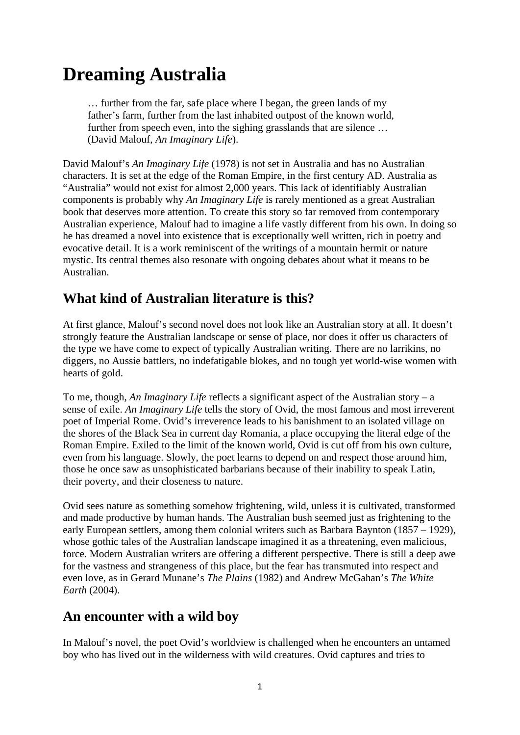# Dreaming Australia

> … further from the far, safe place where I began, the green lands of my father's farm, further from the last inhabited outpost of the known world, further from speech even, into the sighing grasslands that are silence … (David Malouf, *An Imaginary Life*).

David Malouf's *An Imaginary Life* (1978) is not set in Australia and has no Australian characters. It is set at the edge of the Roman Empire, in the first century AD. Australia as "Australia" would not exist for almost 2,000 years. This lack of identifiably Australian components is probably why *An Imaginary Life* is rarely mentioned as a great Australian book that deserves more attention. To create this story so far removed from contemporary Australian experience, Malouf had to imagine a life vastly different from his own. In doing so he has dreamed a novel into existence that is exceptionally well written, rich in poetry and evocative detail. It is a work reminiscent of the writings of a mountain hermit or nature mystic. Its central themes also resonate with ongoing debates about what it means to be Australian.

## What kind of Australian literature is this?

At first glance, Malouf's second novel does not look like an Australian story at all. It doesn't strongly feature the Australian landscape or sense of place, nor does it offer us characters of the type we have come to expect of typically Australian writing. There are no larrikins, no diggers, no Aussie battlers, no indefatigable blokes, and no tough yet world-wise women with hearts of gold.

To me, though, *An Imaginary Life* reflects a significant aspect of the Australian story – a sense of exile. *An Imaginary Life* tells the story of Ovid, the most famous and most irreverent poet of Imperial Rome. Ovid's irreverence leads to his banishment to an isolated village on the shores of the Black Sea in current day Romania, a place occupying the literal edge of the Roman Empire. Exiled to the limit of the known world, Ovid is cut off from his own culture, even from his language. Slowly, the poet learns to depend on and respect those around him, those he once saw as unsophisticated barbarians because of their inability to speak Latin, their poverty, and their closeness to nature.

Ovid sees nature as something somehow frightening, wild, unless it is cultivated, transformed and made productive by human hands. The Australian bush seemed just as frightening to the early European settlers, among them colonial writers such as Barbara Baynton (1857 – 1929), whose gothic tales of the Australian landscape imagined it as a threatening, even malicious, force. Modern Australian writers are offering a different perspective. There is still a deep awe for the vastness and strangeness of this place, but the fear has transmuted into respect and even love, as in Gerard Munane's *The Plains* (1982) and Andrew McGahan's *The White Earth* (2004).

## An encounter with a wild boy

In Malouf's novel, the poet Ovid's worldview is challenged when he encounters an untamed boy who has lived out in the wilderness with wild creatures. Ovid captures and tries to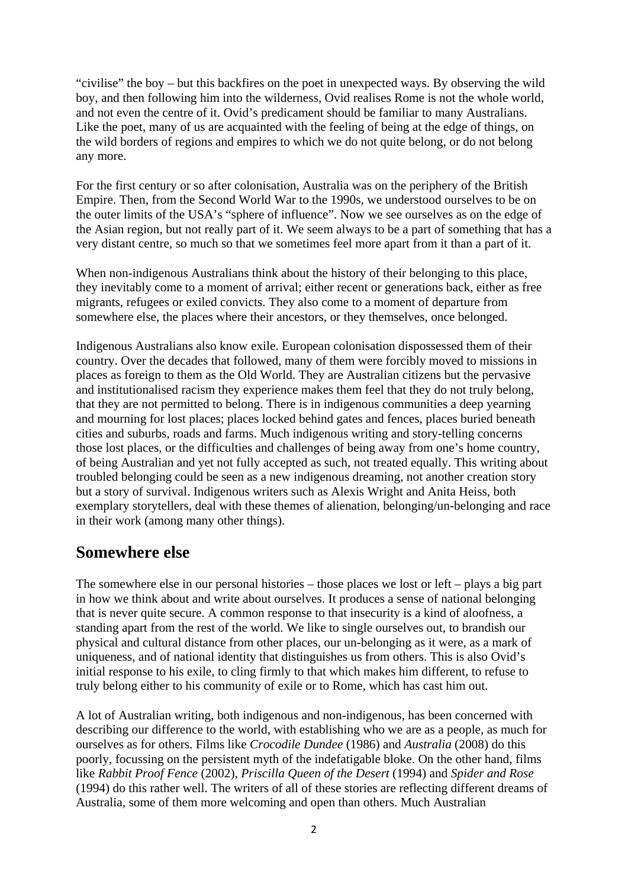"civilise" the boy – but this backfires on the poet in unexpected ways. By observing the wild boy, and then following him into the wilderness, Ovid realises Rome is not the whole world, and not even the centre of it. Ovid's predicament should be familiar to many Australians. Like the poet, many of us are acquainted with the feeling of being at the edge of things, on the wild borders of regions and empires to which we do not quite belong, or do not belong any more.

For the first century or so after colonisation, Australia was on the periphery of the British Empire. Then, from the Second World War to the 1990s, we understood ourselves to be on the outer limits of the USA's "sphere of influence". Now we see ourselves as on the edge of the Asian region, but not really part of it. We seem always to be a part of something that has a very distant centre, so much so that we sometimes feel more apart from it than a part of it.

When non-indigenous Australians think about the history of their belonging to this place, they inevitably come to a moment of arrival; either recent or generations back, either as free migrants, refugees or exiled convicts. They also come to a moment of departure from somewhere else, the places where their ancestors, or they themselves, once belonged.

Indigenous Australians also know exile. European colonisation dispossessed them of their country. Over the decades that followed, many of them were forcibly moved to missions in places as foreign to them as the Old World. They are Australian citizens but the pervasive and institutionalised racism they experience makes them feel that they do not truly belong, that they are not permitted to belong. There is in indigenous communities a deep yearning and mourning for lost places; places locked behind gates and fences, places buried beneath cities and suburbs, roads and farms. Much indigenous writing and story-telling concerns those lost places, or the difficulties and challenges of being away from one's home country, of being Australian and yet not fully accepted as such, not treated equally. This writing about troubled belonging could be seen as a new indigenous dreaming, not another creation story but a story of survival. Indigenous writers such as Alexis Wright and Anita Heiss, both exemplary storytellers, deal with these themes of alienation, belonging/un-belonging and race in their work (among many other things).

## Somewhere else

The somewhere else in our personal histories – those places we lost or left – plays a big part in how we think about and write about ourselves. It produces a sense of national belonging that is never quite secure. A common response to that insecurity is a kind of aloofness, a standing apart from the rest of the world. We like to single ourselves out, to brandish our physical and cultural distance from other places, our un-belonging as it were, as a mark of uniqueness, and of national identity that distinguishes us from others. This is also Ovid's initial response to his exile, to cling firmly to that which makes him different, to refuse to truly belong either to his community of exile or to Rome, which has cast him out.

A lot of Australian writing, both indigenous and non-indigenous, has been concerned with describing our difference to the world, with establishing who we are as a people, as much for ourselves as for others. Films like *Crocodile Dundee* (1986) and *Australia* (2008) do this poorly, focussing on the persistent myth of the indefatigable bloke. On the other hand, films like *Rabbit Proof Fence* (2002), *Priscilla Queen of the Desert* (1994) and *Spider and Rose* (1994) do this rather well. The writers of all of these stories are reflecting different dreams of Australia, some of them more welcoming and open than others. Much Australian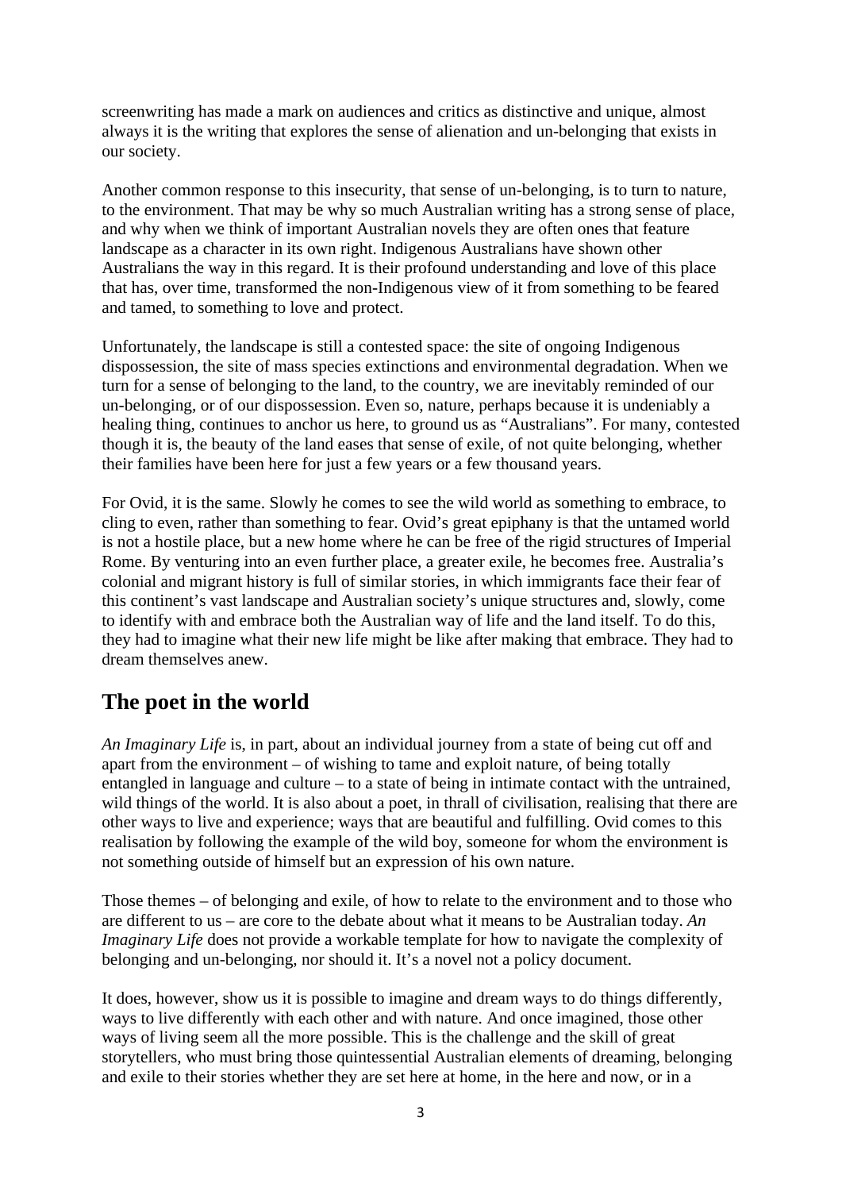screenwriting has made a mark on audiences and critics as distinctive and unique, almost always it is the writing that explores the sense of alienation and un-belonging that exists in our society.

Another common response to this insecurity, that sense of un-belonging, is to turn to nature, to the environment. That may be why so much Australian writing has a strong sense of place, and why when we think of important Australian novels they are often ones that feature landscape as a character in its own right. Indigenous Australians have shown other Australians the way in this regard. It is their profound understanding and love of this place that has, over time, transformed the non-Indigenous view of it from something to be feared and tamed, to something to love and protect.

Unfortunately, the landscape is still a contested space: the site of ongoing Indigenous dispossession, the site of mass species extinctions and environmental degradation. When we turn for a sense of belonging to the land, to the country, we are inevitably reminded of our un-belonging, or of our dispossession. Even so, nature, perhaps because it is undeniably a healing thing, continues to anchor us here, to ground us as "Australians". For many, contested though it is, the beauty of the land eases that sense of exile, of not quite belonging, whether their families have been here for just a few years or a few thousand years.

For Ovid, it is the same. Slowly he comes to see the wild world as something to embrace, to cling to even, rather than something to fear. Ovid's great epiphany is that the untamed world is not a hostile place, but a new home where he can be free of the rigid structures of Imperial Rome. By venturing into an even further place, a greater exile, he becomes free. Australia's colonial and migrant history is full of similar stories, in which immigrants face their fear of this continent's vast landscape and Australian society's unique structures and, slowly, come to identify with and embrace both the Australian way of life and the land itself. To do this, they had to imagine what their new life might be like after making that embrace. They had to dream themselves anew.

## The poet in the world

*An Imaginary Life* is, in part, about an individual journey from a state of being cut off and apart from the environment – of wishing to tame and exploit nature, of being totally entangled in language and culture – to a state of being in intimate contact with the untrained, wild things of the world. It is also about a poet, in thrall of civilisation, realising that there are other ways to live and experience; ways that are beautiful and fulfilling. Ovid comes to this realisation by following the example of the wild boy, someone for whom the environment is not something outside of himself but an expression of his own nature.

Those themes – of belonging and exile, of how to relate to the environment and to those who are different to us – are core to the debate about what it means to be Australian today. *An Imaginary Life* does not provide a workable template for how to navigate the complexity of belonging and un-belonging, nor should it. It's a novel not a policy document.

It does, however, show us it is possible to imagine and dream ways to do things differently, ways to live differently with each other and with nature. And once imagined, those other ways of living seem all the more possible. This is the challenge and the skill of great storytellers, who must bring those quintessential Australian elements of dreaming, belonging and exile to their stories whether they are set here at home, in the here and now, or in a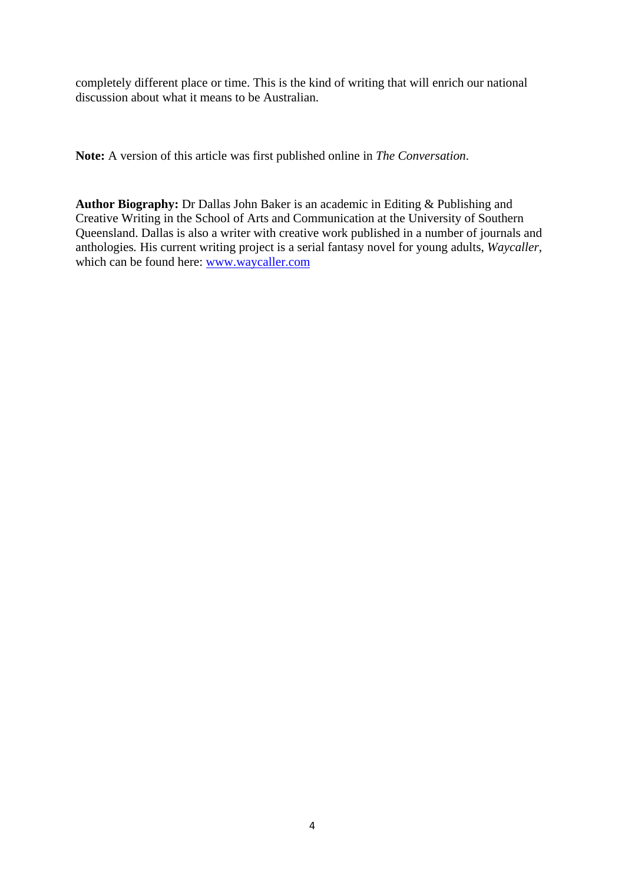completely different place or time. This is the kind of writing that will enrich our national discussion about what it means to be Australian.

**Note:** A version of this article was first published online in *The Conversation*.

**Author Biography:** Dr Dallas John Baker is an academic in Editing & Publishing and Creative Writing in the School of Arts and Communication at the University of Southern Queensland. Dallas is also a writer with creative work published in a number of journals and anthologies. His current writing project is a serial fantasy novel for young adults, *Waycaller*, which can be found here: [www.waycaller.com](http://www.waycaller.com)